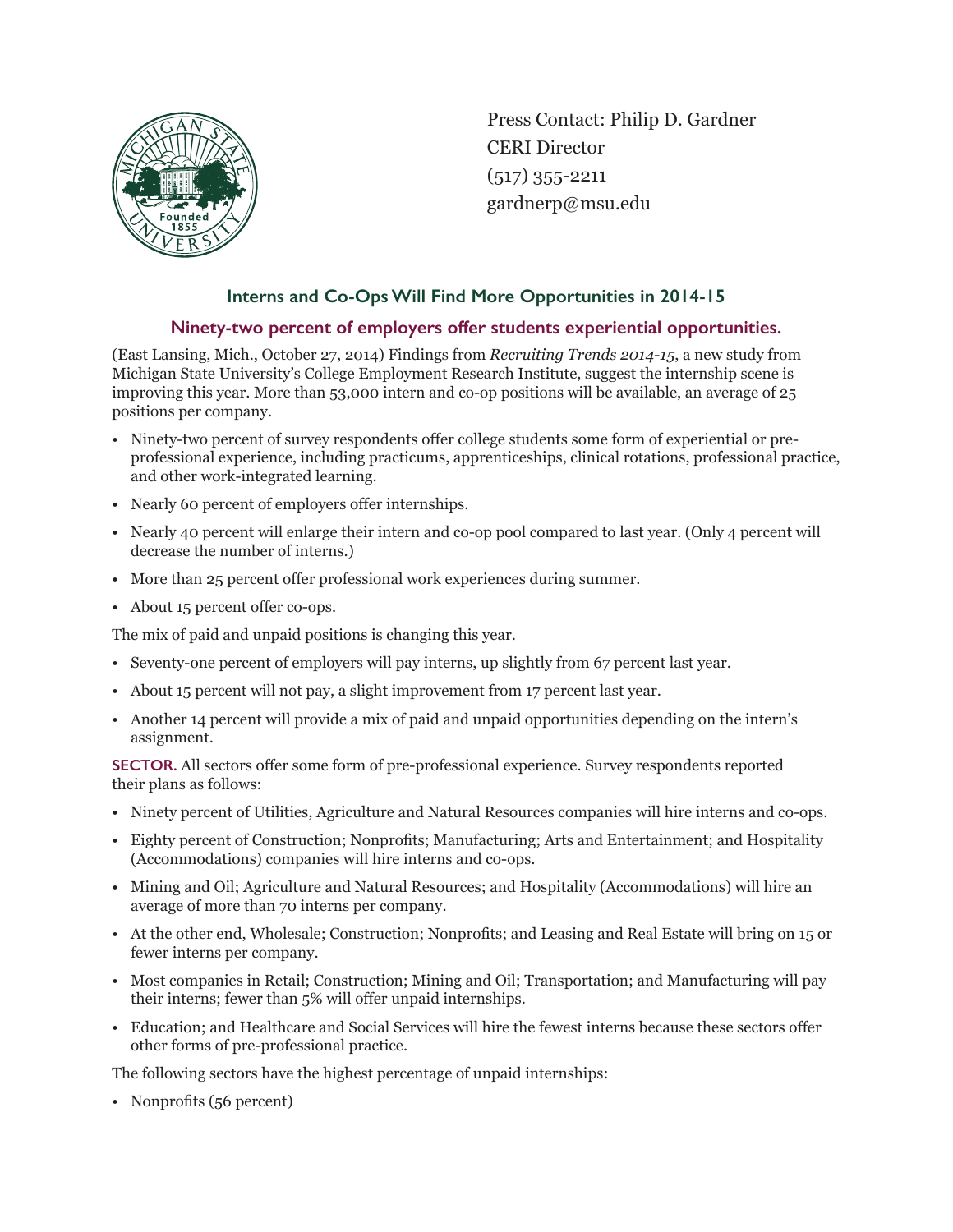Press Contact: Philip D. Gardner
CERI Director
(517) 355-2211
gardnerp@msu.edu

## Interns and Co-Ops Will Find More Opportunities in 2014-15

### Ninety-two percent of employers offer students experiential opportunities.

(East Lansing, Mich., October 27, 2014) Findings from *Recruiting Trends 2014-15*, a new study from Michigan State University's College Employment Research Institute, suggest the internship scene is improving this year. More than 53,000 intern and co-op positions will be available, an average of 25 positions per company.

- Ninety-two percent of survey respondents offer college students some form of experiential or pre-professional experience, including practicums, apprenticeships, clinical rotations, professional practice, and other work-integrated learning.
- Nearly 60 percent of employers offer internships.
- Nearly 40 percent will enlarge their intern and co-op pool compared to last year. (Only 4 percent will decrease the number of interns.)
- More than 25 percent offer professional work experiences during summer.
- About 15 percent offer co-ops.

The mix of paid and unpaid positions is changing this year.

- Seventy-one percent of employers will pay interns, up slightly from 67 percent last year.
- About 15 percent will not pay, a slight improvement from 17 percent last year.
- Another 14 percent will provide a mix of paid and unpaid opportunities depending on the intern's assignment.

**SECTOR.** All sectors offer some form of pre-professional experience. Survey respondents reported their plans as follows:

- Ninety percent of Utilities, Agriculture and Natural Resources companies will hire interns and co-ops.
- Eighty percent of Construction; Nonprofits; Manufacturing; Arts and Entertainment; and Hospitality (Accommodations) companies will hire interns and co-ops.
- Mining and Oil; Agriculture and Natural Resources; and Hospitality (Accommodations) will hire an average of more than 70 interns per company.
- At the other end, Wholesale; Construction; Nonprofits; and Leasing and Real Estate will bring on 15 or fewer interns per company.
- Most companies in Retail; Construction; Mining and Oil; Transportation; and Manufacturing will pay their interns; fewer than 5% will offer unpaid internships.
- Education; and Healthcare and Social Services will hire the fewest interns because these sectors offer other forms of pre-professional practice.

The following sectors have the highest percentage of unpaid internships:

- Nonprofits (56 percent)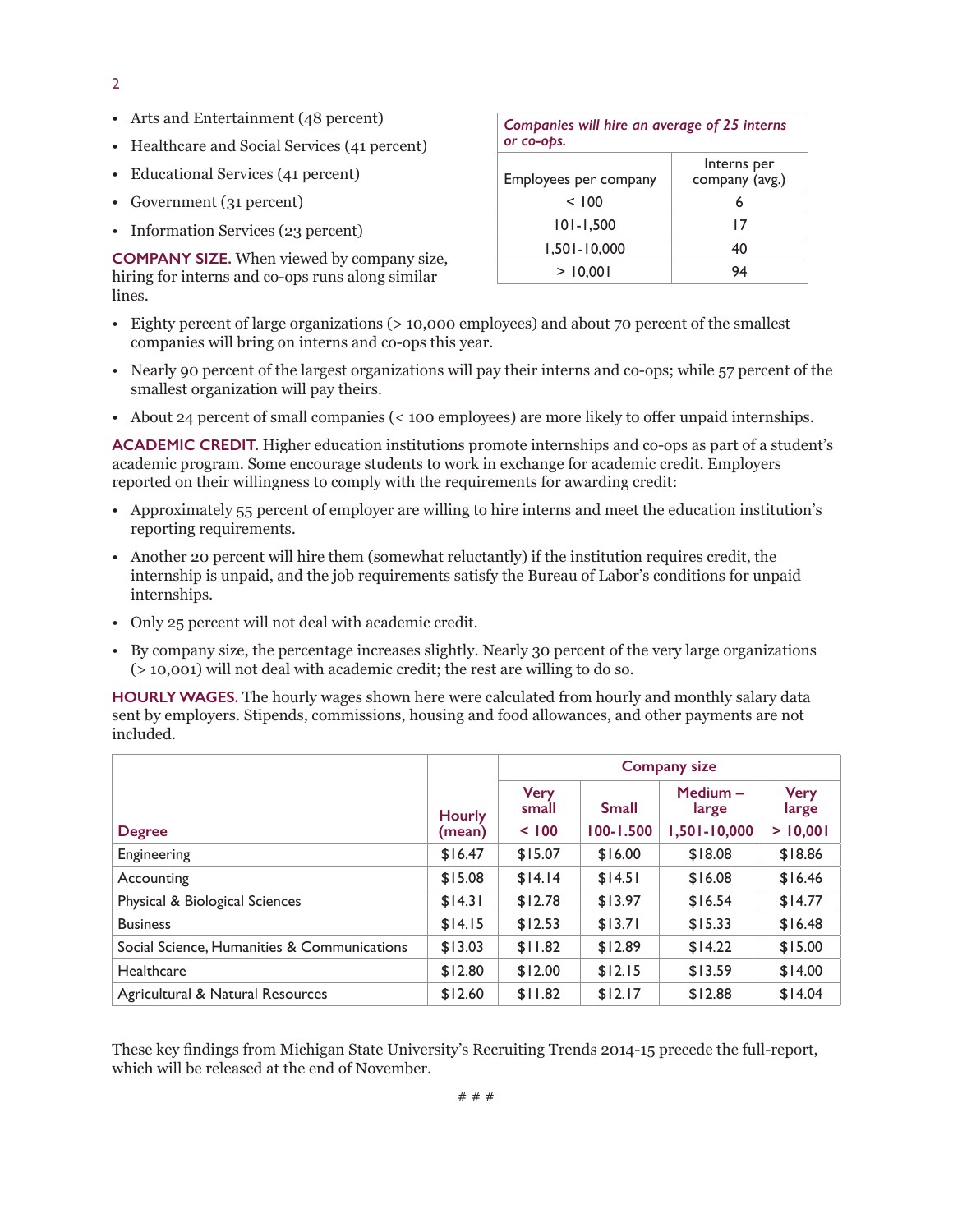- Arts and Entertainment (48 percent)
- Healthcare and Social Services (41 percent)
- Educational Services (41 percent)
- Government (31 percent)
- Information Services (23 percent)

| *Companies will hire an average of 25 interns or co-ops.* | |
|---|---|
| Employees per company | Interns per company (avg.) |
| < 100 | 6 |
| 101-1,500 | 17 |
| 1,501-10,000 | 40 |
| > 10,001 | 94 |

**COMPANY SIZE.** When viewed by company size, hiring for interns and co-ops runs along similar lines.

- Eighty percent of large organizations (> 10,000 employees) and about 70 percent of the smallest companies will bring on interns and co-ops this year.
- Nearly 90 percent of the largest organizations will pay their interns and co-ops; while 57 percent of the smallest organization will pay theirs.
- About 24 percent of small companies (< 100 employees) are more likely to offer unpaid internships.

**ACADEMIC CREDIT.** Higher education institutions promote internships and co-ops as part of a student's academic program. Some encourage students to work in exchange for academic credit. Employers reported on their willingness to comply with the requirements for awarding credit:

- Approximately 55 percent of employer are willing to hire interns and meet the education institution's reporting requirements.
- Another 20 percent will hire them (somewhat reluctantly) if the institution requires credit, the internship is unpaid, and the job requirements satisfy the Bureau of Labor's conditions for unpaid internships.
- Only 25 percent will not deal with academic credit.
- By company size, the percentage increases slightly. Nearly 30 percent of the very large organizations (> 10,001) will not deal with academic credit; the rest are willing to do so.

**HOURLY WAGES.** The hourly wages shown here were calculated from hourly and monthly salary data sent by employers. Stipends, commissions, housing and food allowances, and other payments are not included.

| | | Company size | | | |
|---|---|---|---|---|---|
| Degree | Hourly (mean) | Very small < 100 | Small 100-1.500 | Medium – large 1,501-10,000 | Very large > 10,001 |
| Engineering | $16.47 | $15.07 | $16.00 | $18.08 | $18.86 |
| Accounting | $15.08 | $14.14 | $14.51 | $16.08 | $16.46 |
| Physical & Biological Sciences | $14.31 | $12.78 | $13.97 | $16.54 | $14.77 |
| Business | $14.15 | $12.53 | $13.71 | $15.33 | $16.48 |
| Social Science, Humanities & Communications | $13.03 | $11.82 | $12.89 | $14.22 | $15.00 |
| Healthcare | $12.80 | $12.00 | $12.15 | $13.59 | $14.00 |
| Agricultural & Natural Resources | $12.60 | $11.82 | $12.17 | $12.88 | $14.04 |

These key findings from Michigan State University's Recruiting Trends 2014-15 precede the full-report, which will be released at the end of November.

# # #